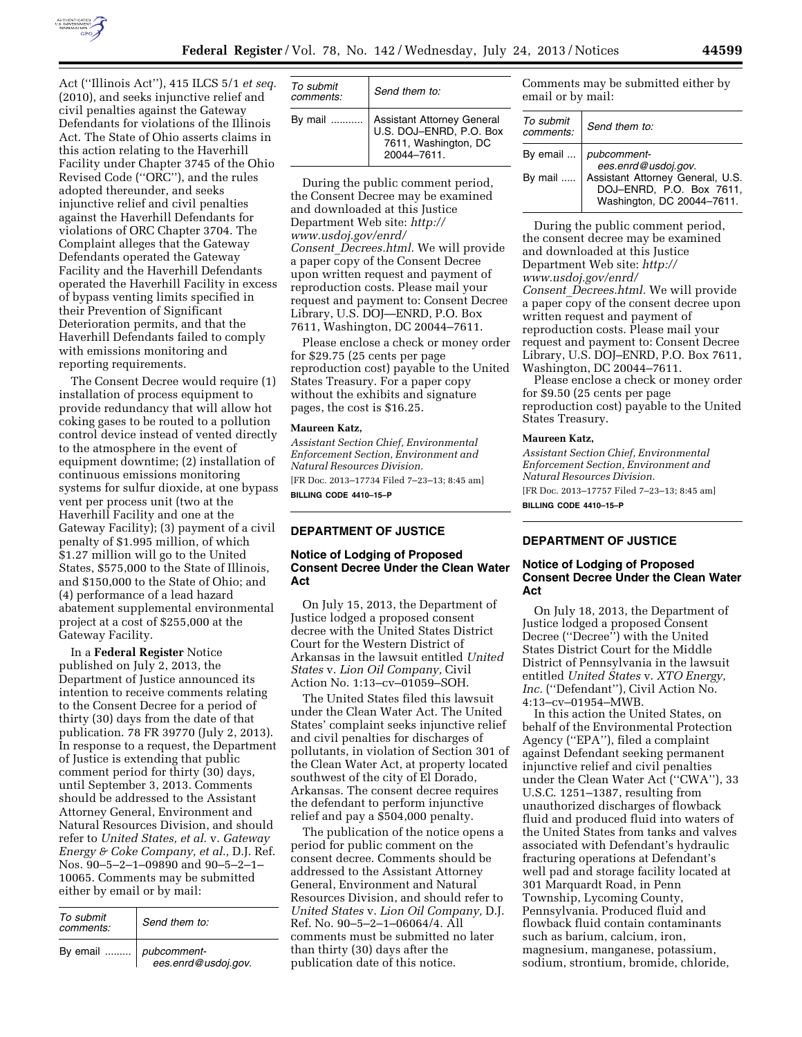Act (''Illinois Act''), 415 ILCS 5/1 *et seq.* (2010), and seeks injunctive relief and civil penalties against the Gateway Defendants for violations of the Illinois Act. The State of Ohio asserts claims in this action relating to the Haverhill Facility under Chapter 3745 of the Ohio Revised Code (''ORC''), and the rules adopted thereunder, and seeks injunctive relief and civil penalties against the Haverhill Defendants for violations of ORC Chapter 3704. The Complaint alleges that the Gateway Defendants operated the Gateway Facility and the Haverhill Defendants operated the Haverhill Facility in excess of bypass venting limits specified in their Prevention of Significant Deterioration permits, and that the Haverhill Defendants failed to comply with emissions monitoring and reporting requirements.

The Consent Decree would require (1) installation of process equipment to provide redundancy that will allow hot coking gases to be routed to a pollution control device instead of vented directly to the atmosphere in the event of equipment downtime; (2) installation of continuous emissions monitoring systems for sulfur dioxide, at one bypass vent per process unit (two at the Haverhill Facility and one at the Gateway Facility); (3) payment of a civil penalty of $1.995 million, of which $1.27 million will go to the United States, $575,000 to the State of Illinois, and $150,000 to the State of Ohio; and (4) performance of a lead hazard abatement supplemental environmental project at a cost of $255,000 at the Gateway Facility.

In a **Federal Register** Notice published on July 2, 2013, the Department of Justice announced its intention to receive comments relating to the Consent Decree for a period of thirty (30) days from the date of that publication. 78 FR 39770 (July 2, 2013). In response to a request, the Department of Justice is extending that public comment period for thirty (30) days, until September 3, 2013. Comments should be addressed to the Assistant Attorney General, Environment and Natural Resources Division, and should refer to *United States, et al.* v. *Gateway Energy & Coke Company, et al.,* D.J. Ref. Nos. 90–5–2–1–09890 and 90–5–2–1–10065. Comments may be submitted either by email or by mail:

| *To submit comments:* | *Send them to:* |
|---|---|
| By email ......... | *pubcomment-ees.enrd@usdoj.gov.* |
| By mail ........... | Assistant Attorney General U.S. DOJ–ENRD, P.O. Box 7611, Washington, DC 20044–7611. |

During the public comment period, the Consent Decree may be examined and downloaded at this Justice Department Web site: *http://www.usdoj.gov/enrd/Consent_Decrees.html.* We will provide a paper copy of the Consent Decree upon written request and payment of reproduction costs. Please mail your request and payment to: Consent Decree Library, U.S. DOJ—ENRD, P.O. Box 7611, Washington, DC 20044–7611.

Please enclose a check or money order for $29.75 (25 cents per page reproduction cost) payable to the United States Treasury. For a paper copy without the exhibits and signature pages, the cost is $16.25.

**Maureen Katz,**

*Assistant Section Chief, Environmental Enforcement Section, Environment and Natural Resources Division.*

[FR Doc. 2013–17734 Filed 7–23–13; 8:45 am]

**BILLING CODE 4410–15–P**

## DEPARTMENT OF JUSTICE

### Notice of Lodging of Proposed Consent Decree Under the Clean Water Act

On July 15, 2013, the Department of Justice lodged a proposed consent decree with the United States District Court for the Western District of Arkansas in the lawsuit entitled *United States* v. *Lion Oil Company,* Civil Action No. 1:13–cv–01059–SOH.

The United States filed this lawsuit under the Clean Water Act. The United States' complaint seeks injunctive relief and civil penalties for discharges of pollutants, in violation of Section 301 of the Clean Water Act, at property located southwest of the city of El Dorado, Arkansas. The consent decree requires the defendant to perform injunctive relief and pay a $504,000 penalty.

The publication of the notice opens a period for public comment on the consent decree. Comments should be addressed to the Assistant Attorney General, Environment and Natural Resources Division, and should refer to *United States* v. *Lion Oil Company,* D.J. Ref. No. 90–5–2–1–06064/4. All comments must be submitted no later than thirty (30) days after the publication date of this notice. Comments may be submitted either by email or by mail:

| *To submit comments:* | *Send them to:* |
|---|---|
| By email ... | *pubcomment-ees.enrd@usdoj.gov.* |
| By mail ..... | Assistant Attorney General, U.S. DOJ–ENRD, P.O. Box 7611, Washington, DC 20044–7611. |

During the public comment period, the consent decree may be examined and downloaded at this Justice Department Web site: *http://www.usdoj.gov/enrd/Consent_Decrees.html.* We will provide a paper copy of the consent decree upon written request and payment of reproduction costs. Please mail your request and payment to: Consent Decree Library, U.S. DOJ–ENRD, P.O. Box 7611, Washington, DC 20044–7611.

Please enclose a check or money order for $9.50 (25 cents per page reproduction cost) payable to the United States Treasury.

**Maureen Katz,**

*Assistant Section Chief, Environmental Enforcement Section, Environment and Natural Resources Division.*

[FR Doc. 2013–17757 Filed 7–23–13; 8:45 am]

**BILLING CODE 4410–15–P**

## DEPARTMENT OF JUSTICE

### Notice of Lodging of Proposed Consent Decree Under the Clean Water Act

On July 18, 2013, the Department of Justice lodged a proposed Consent Decree (''Decree'') with the United States District Court for the Middle District of Pennsylvania in the lawsuit entitled *United States* v. *XTO Energy, Inc.* (''Defendant''), Civil Action No. 4:13–cv–01954–MWB.

In this action the United States, on behalf of the Environmental Protection Agency (''EPA''), filed a complaint against Defendant seeking permanent injunctive relief and civil penalties under the Clean Water Act (''CWA''), 33 U.S.C. 1251–1387, resulting from unauthorized discharges of flowback fluid and produced fluid into waters of the United States from tanks and valves associated with Defendant's hydraulic fracturing operations at Defendant's well pad and storage facility located at 301 Marquardt Road, in Penn Township, Lycoming County, Pennsylvania. Produced fluid and flowback fluid contain contaminants such as barium, calcium, iron, magnesium, manganese, potassium, sodium, strontium, bromide, chloride,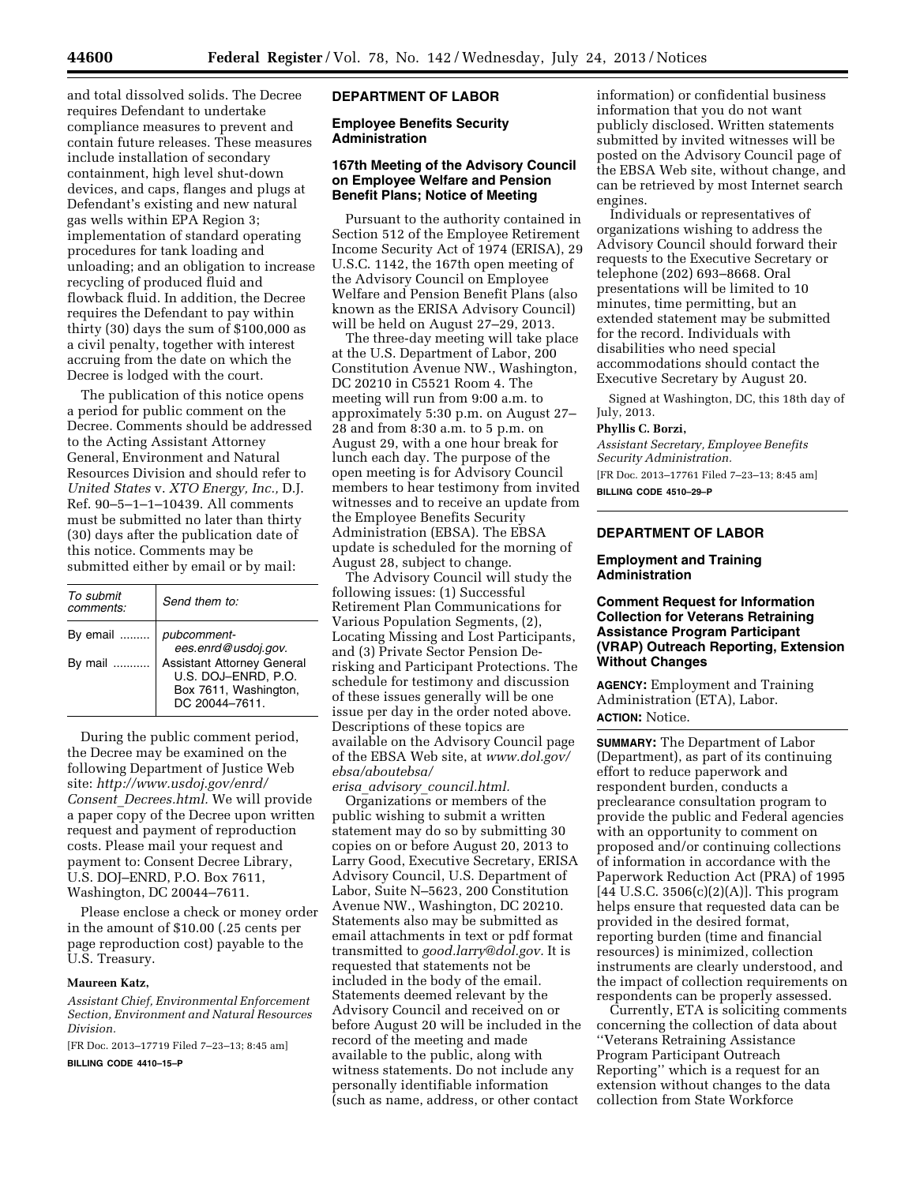and total dissolved solids. The Decree requires Defendant to undertake compliance measures to prevent and contain future releases. These measures include installation of secondary containment, high level shut-down devices, and caps, flanges and plugs at Defendant's existing and new natural gas wells within EPA Region 3; implementation of standard operating procedures for tank loading and unloading; and an obligation to increase recycling of produced fluid and flowback fluid. In addition, the Decree requires the Defendant to pay within thirty (30) days the sum of $100,000 as a civil penalty, together with interest accruing from the date on which the Decree is lodged with the court.

The publication of this notice opens a period for public comment on the Decree. Comments should be addressed to the Acting Assistant Attorney General, Environment and Natural Resources Division and should refer to *United States* v. *XTO Energy, Inc.,* D.J. Ref. 90–5–1–1–10439. All comments must be submitted no later than thirty (30) days after the publication date of this notice. Comments may be submitted either by email or by mail:

| *To submit comments:* | *Send them to:* |
|---|---|
| By email | *pubcomment-ees.enrd@usdoj.gov.* |
| By mail | Assistant Attorney General U.S. DOJ–ENRD, P.O. Box 7611, Washington, DC 20044–7611. |

During the public comment period, the Decree may be examined on the following Department of Justice Web site: *http://www.usdoj.gov/enrd/Consent_Decrees.html.* We will provide a paper copy of the Decree upon written request and payment of reproduction costs. Please mail your request and payment to: Consent Decree Library, U.S. DOJ–ENRD, P.O. Box 7611, Washington, DC 20044–7611.

Please enclose a check or money order in the amount of $10.00 (.25 cents per page reproduction cost) payable to the U.S. Treasury.

**Maureen Katz,**

*Assistant Chief, Environmental Enforcement Section, Environment and Natural Resources Division.*

[FR Doc. 2013–17719 Filed 7–23–13; 8:45 am]

**BILLING CODE 4410–15–P**

## DEPARTMENT OF LABOR

### Employee Benefits Security Administration

### 167th Meeting of the Advisory Council on Employee Welfare and Pension Benefit Plans; Notice of Meeting

Pursuant to the authority contained in Section 512 of the Employee Retirement Income Security Act of 1974 (ERISA), 29 U.S.C. 1142, the 167th open meeting of the Advisory Council on Employee Welfare and Pension Benefit Plans (also known as the ERISA Advisory Council) will be held on August 27–29, 2013.

The three-day meeting will take place at the U.S. Department of Labor, 200 Constitution Avenue NW., Washington, DC 20210 in C5521 Room 4. The meeting will run from 9:00 a.m. to approximately 5:30 p.m. on August 27–28 and from 8:30 a.m. to 5 p.m. on August 29, with a one hour break for lunch each day. The purpose of the open meeting is for Advisory Council members to hear testimony from invited witnesses and to receive an update from the Employee Benefits Security Administration (EBSA). The EBSA update is scheduled for the morning of August 28, subject to change.

The Advisory Council will study the following issues: (1) Successful Retirement Plan Communications for Various Population Segments, (2), Locating Missing and Lost Participants, and (3) Private Sector Pension De-risking and Participant Protections. The schedule for testimony and discussion of these issues generally will be one issue per day in the order noted above. Descriptions of these topics are available on the Advisory Council page of the EBSA Web site, at *www.dol.gov/ebsa/aboutebsa/erisa_advisory_council.html.*

Organizations or members of the public wishing to submit a written statement may do so by submitting 30 copies on or before August 20, 2013 to Larry Good, Executive Secretary, ERISA Advisory Council, U.S. Department of Labor, Suite N–5623, 200 Constitution Avenue NW., Washington, DC 20210. Statements also may be submitted as email attachments in text or pdf format transmitted to *good.larry@dol.gov.* It is requested that statements not be included in the body of the email. Statements deemed relevant by the Advisory Council and received on or before August 20 will be included in the record of the meeting and made available to the public, along with witness statements. Do not include any personally identifiable information (such as name, address, or other contact information) or confidential business information that you do not want publicly disclosed. Written statements submitted by invited witnesses will be posted on the Advisory Council page of the EBSA Web site, without change, and can be retrieved by most Internet search engines.

Individuals or representatives of organizations wishing to address the Advisory Council should forward their requests to the Executive Secretary or telephone (202) 693–8668. Oral presentations will be limited to 10 minutes, time permitting, but an extended statement may be submitted for the record. Individuals with disabilities who need special accommodations should contact the Executive Secretary by August 20.

Signed at Washington, DC, this 18th day of July, 2013.

**Phyllis C. Borzi,**

*Assistant Secretary, Employee Benefits Security Administration.*

[FR Doc. 2013–17761 Filed 7–23–13; 8:45 am]

**BILLING CODE 4510–29–P**

## DEPARTMENT OF LABOR

### Employment and Training Administration

### Comment Request for Information Collection for Veterans Retraining Assistance Program Participant (VRAP) Outreach Reporting, Extension Without Changes

**AGENCY:** Employment and Training Administration (ETA), Labor.

**ACTION:** Notice.

**SUMMARY:** The Department of Labor (Department), as part of its continuing effort to reduce paperwork and respondent burden, conducts a preclearance consultation program to provide the public and Federal agencies with an opportunity to comment on proposed and/or continuing collections of information in accordance with the Paperwork Reduction Act (PRA) of 1995 [44 U.S.C. 3506(c)(2)(A)]. This program helps ensure that requested data can be provided in the desired format, reporting burden (time and financial resources) is minimized, collection instruments are clearly understood, and the impact of collection requirements on respondents can be properly assessed.

Currently, ETA is soliciting comments concerning the collection of data about ''Veterans Retraining Assistance Program Participant Outreach Reporting'' which is a request for an extension without changes to the data collection from State Workforce